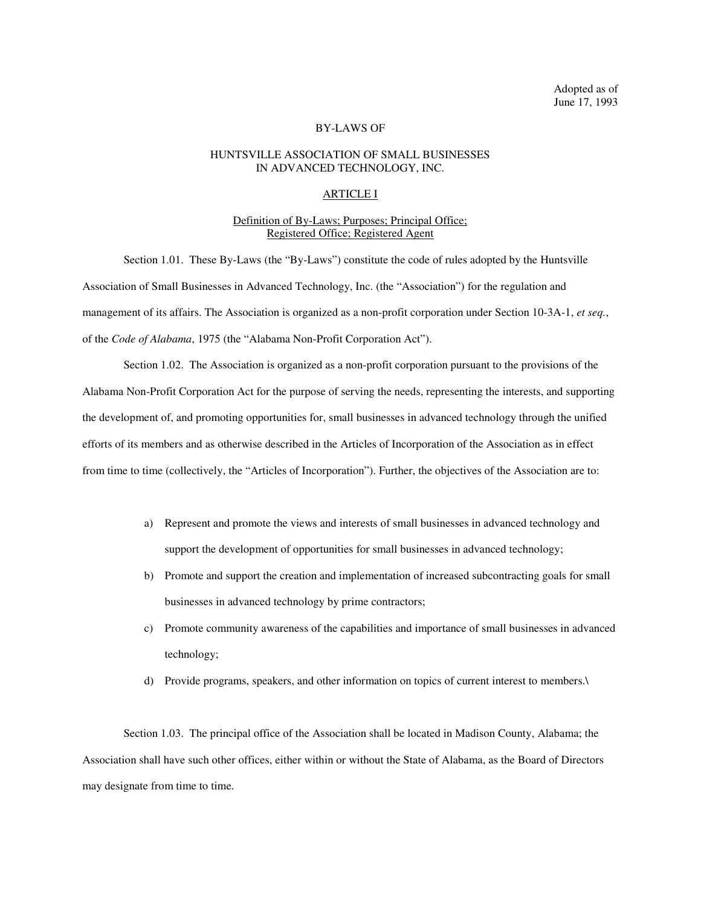Adopted as of
June 17, 1993

# BY-LAWS OF

# HUNTSVILLE ASSOCIATION OF SMALL BUSINESSES IN ADVANCED TECHNOLOGY, INC.

## ARTICLE I

### Definition of By-Laws; Purposes; Principal Office; Registered Office; Registered Agent

Section 1.01. These By-Laws (the "By-Laws") constitute the code of rules adopted by the Huntsville Association of Small Businesses in Advanced Technology, Inc. (the "Association") for the regulation and management of its affairs. The Association is organized as a non-profit corporation under Section 10-3A-1, *et seq.*, of the *Code of Alabama*, 1975 (the "Alabama Non-Profit Corporation Act").

Section 1.02. The Association is organized as a non-profit corporation pursuant to the provisions of the Alabama Non-Profit Corporation Act for the purpose of serving the needs, representing the interests, and supporting the development of, and promoting opportunities for, small businesses in advanced technology through the unified efforts of its members and as otherwise described in the Articles of Incorporation of the Association as in effect from time to time (collectively, the "Articles of Incorporation"). Further, the objectives of the Association are to:

a) Represent and promote the views and interests of small businesses in advanced technology and support the development of opportunities for small businesses in advanced technology;

b) Promote and support the creation and implementation of increased subcontracting goals for small businesses in advanced technology by prime contractors;

c) Promote community awareness of the capabilities and importance of small businesses in advanced technology;

d) Provide programs, speakers, and other information on topics of current interest to members.\

Section 1.03. The principal office of the Association shall be located in Madison County, Alabama; the Association shall have such other offices, either within or without the State of Alabama, as the Board of Directors may designate from time to time.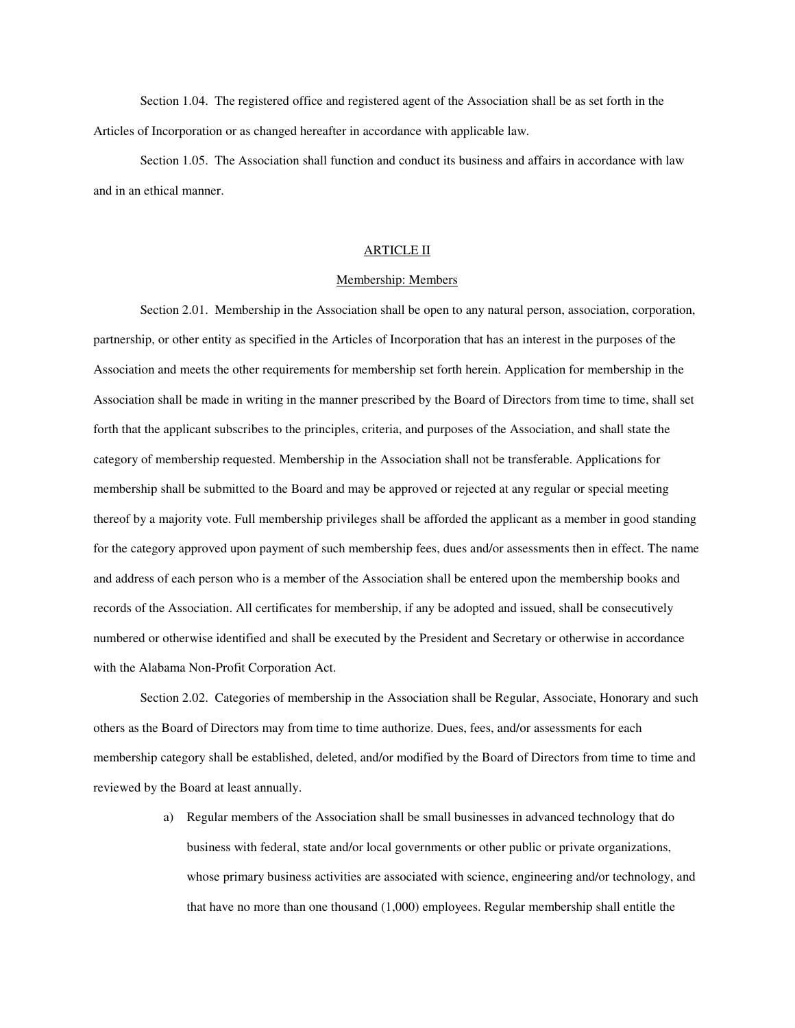Section 1.04. The registered office and registered agent of the Association shall be as set forth in the Articles of Incorporation or as changed hereafter in accordance with applicable law.

Section 1.05. The Association shall function and conduct its business and affairs in accordance with law and in an ethical manner.

## ARTICLE II

### Membership: Members

Section 2.01. Membership in the Association shall be open to any natural person, association, corporation, partnership, or other entity as specified in the Articles of Incorporation that has an interest in the purposes of the Association and meets the other requirements for membership set forth herein. Application for membership in the Association shall be made in writing in the manner prescribed by the Board of Directors from time to time, shall set forth that the applicant subscribes to the principles, criteria, and purposes of the Association, and shall state the category of membership requested. Membership in the Association shall not be transferable. Applications for membership shall be submitted to the Board and may be approved or rejected at any regular or special meeting thereof by a majority vote. Full membership privileges shall be afforded the applicant as a member in good standing for the category approved upon payment of such membership fees, dues and/or assessments then in effect. The name and address of each person who is a member of the Association shall be entered upon the membership books and records of the Association. All certificates for membership, if any be adopted and issued, shall be consecutively numbered or otherwise identified and shall be executed by the President and Secretary or otherwise in accordance with the Alabama Non-Profit Corporation Act.

Section 2.02. Categories of membership in the Association shall be Regular, Associate, Honorary and such others as the Board of Directors may from time to time authorize. Dues, fees, and/or assessments for each membership category shall be established, deleted, and/or modified by the Board of Directors from time to time and reviewed by the Board at least annually.

a) Regular members of the Association shall be small businesses in advanced technology that do business with federal, state and/or local governments or other public or private organizations, whose primary business activities are associated with science, engineering and/or technology, and that have no more than one thousand (1,000) employees. Regular membership shall entitle the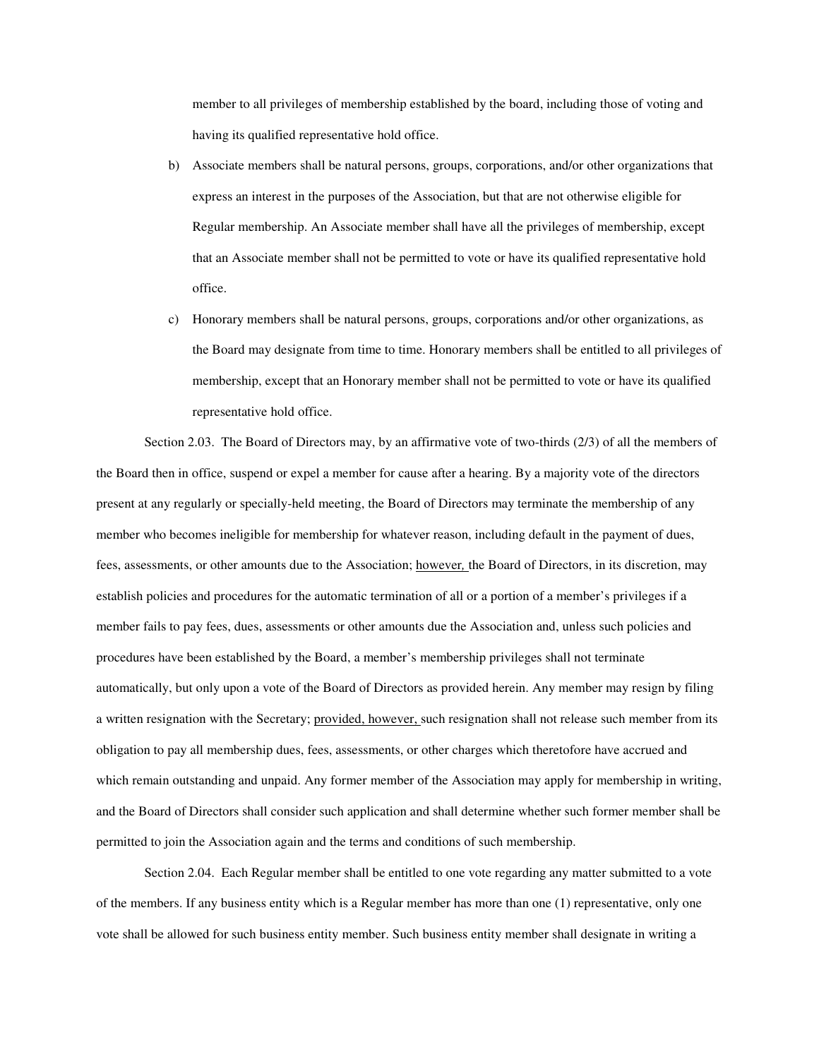member to all privileges of membership established by the board, including those of voting and having its qualified representative hold office.

b) Associate members shall be natural persons, groups, corporations, and/or other organizations that express an interest in the purposes of the Association, but that are not otherwise eligible for Regular membership. An Associate member shall have all the privileges of membership, except that an Associate member shall not be permitted to vote or have its qualified representative hold office.

c) Honorary members shall be natural persons, groups, corporations and/or other organizations, as the Board may designate from time to time. Honorary members shall be entitled to all privileges of membership, except that an Honorary member shall not be permitted to vote or have its qualified representative hold office.

Section 2.03. The Board of Directors may, by an affirmative vote of two-thirds (2/3) of all the members of the Board then in office, suspend or expel a member for cause after a hearing. By a majority vote of the directors present at any regularly or specially-held meeting, the Board of Directors may terminate the membership of any member who becomes ineligible for membership for whatever reason, including default in the payment of dues, fees, assessments, or other amounts due to the Association; <u>however,</u> the Board of Directors, in its discretion, may establish policies and procedures for the automatic termination of all or a portion of a member's privileges if a member fails to pay fees, dues, assessments or other amounts due the Association and, unless such policies and procedures have been established by the Board, a member's membership privileges shall not terminate automatically, but only upon a vote of the Board of Directors as provided herein. Any member may resign by filing a written resignation with the Secretary; <u>provided, however,</u> such resignation shall not release such member from its obligation to pay all membership dues, fees, assessments, or other charges which theretofore have accrued and which remain outstanding and unpaid. Any former member of the Association may apply for membership in writing, and the Board of Directors shall consider such application and shall determine whether such former member shall be permitted to join the Association again and the terms and conditions of such membership.

Section 2.04. Each Regular member shall be entitled to one vote regarding any matter submitted to a vote of the members. If any business entity which is a Regular member has more than one (1) representative, only one vote shall be allowed for such business entity member. Such business entity member shall designate in writing a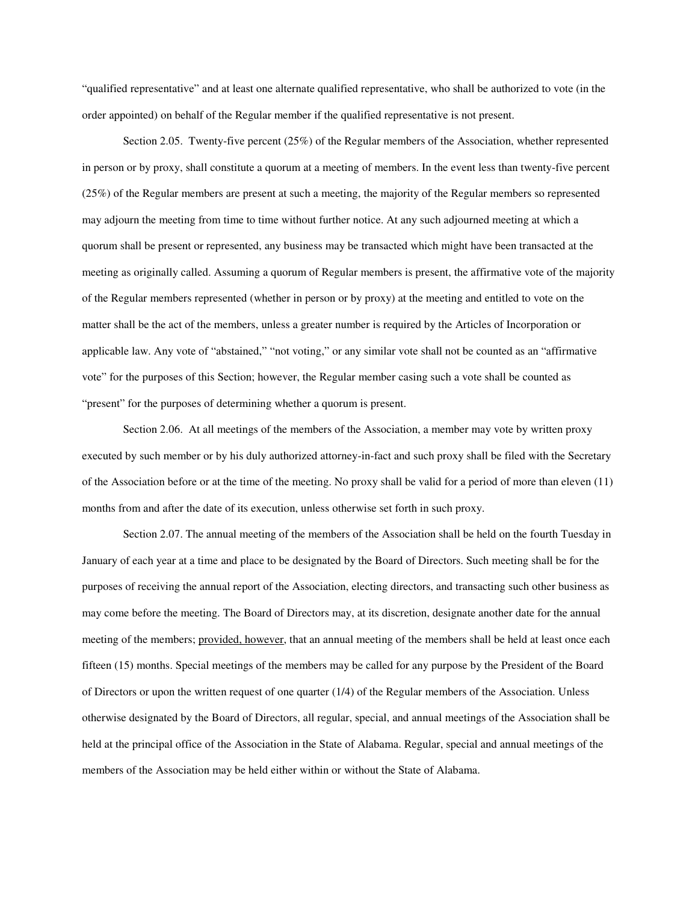"qualified representative" and at least one alternate qualified representative, who shall be authorized to vote (in the order appointed) on behalf of the Regular member if the qualified representative is not present.

Section 2.05. Twenty-five percent (25%) of the Regular members of the Association, whether represented in person or by proxy, shall constitute a quorum at a meeting of members. In the event less than twenty-five percent (25%) of the Regular members are present at such a meeting, the majority of the Regular members so represented may adjourn the meeting from time to time without further notice. At any such adjourned meeting at which a quorum shall be present or represented, any business may be transacted which might have been transacted at the meeting as originally called. Assuming a quorum of Regular members is present, the affirmative vote of the majority of the Regular members represented (whether in person or by proxy) at the meeting and entitled to vote on the matter shall be the act of the members, unless a greater number is required by the Articles of Incorporation or applicable law. Any vote of "abstained," "not voting," or any similar vote shall not be counted as an "affirmative vote" for the purposes of this Section; however, the Regular member casing such a vote shall be counted as "present" for the purposes of determining whether a quorum is present.

Section 2.06. At all meetings of the members of the Association, a member may vote by written proxy executed by such member or by his duly authorized attorney-in-fact and such proxy shall be filed with the Secretary of the Association before or at the time of the meeting. No proxy shall be valid for a period of more than eleven (11) months from and after the date of its execution, unless otherwise set forth in such proxy.

Section 2.07. The annual meeting of the members of the Association shall be held on the fourth Tuesday in January of each year at a time and place to be designated by the Board of Directors. Such meeting shall be for the purposes of receiving the annual report of the Association, electing directors, and transacting such other business as may come before the meeting. The Board of Directors may, at its discretion, designate another date for the annual meeting of the members; <u>provided, however</u>, that an annual meeting of the members shall be held at least once each fifteen (15) months. Special meetings of the members may be called for any purpose by the President of the Board of Directors or upon the written request of one quarter (1/4) of the Regular members of the Association. Unless otherwise designated by the Board of Directors, all regular, special, and annual meetings of the Association shall be held at the principal office of the Association in the State of Alabama. Regular, special and annual meetings of the members of the Association may be held either within or without the State of Alabama.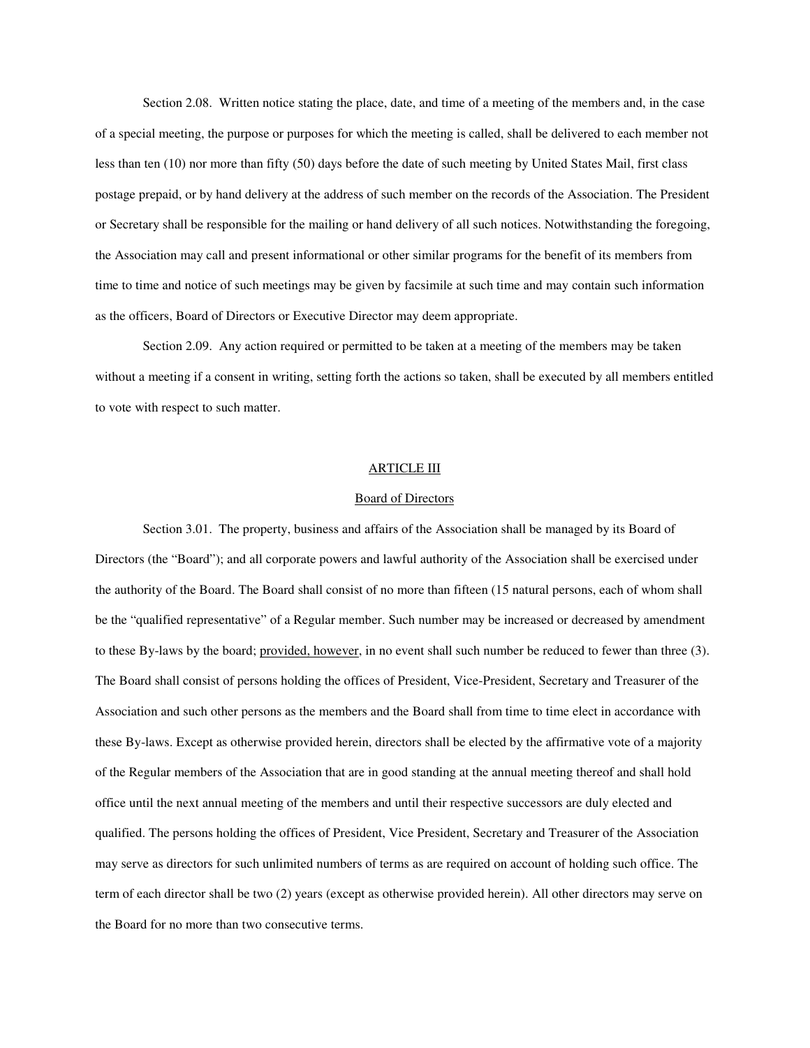Section 2.08. Written notice stating the place, date, and time of a meeting of the members and, in the case of a special meeting, the purpose or purposes for which the meeting is called, shall be delivered to each member not less than ten (10) nor more than fifty (50) days before the date of such meeting by United States Mail, first class postage prepaid, or by hand delivery at the address of such member on the records of the Association. The President or Secretary shall be responsible for the mailing or hand delivery of all such notices. Notwithstanding the foregoing, the Association may call and present informational or other similar programs for the benefit of its members from time to time and notice of such meetings may be given by facsimile at such time and may contain such information as the officers, Board of Directors or Executive Director may deem appropriate.

Section 2.09. Any action required or permitted to be taken at a meeting of the members may be taken without a meeting if a consent in writing, setting forth the actions so taken, shall be executed by all members entitled to vote with respect to such matter.

## ARTICLE III

## Board of Directors

Section 3.01. The property, business and affairs of the Association shall be managed by its Board of Directors (the "Board"); and all corporate powers and lawful authority of the Association shall be exercised under the authority of the Board. The Board shall consist of no more than fifteen (15 natural persons, each of whom shall be the "qualified representative" of a Regular member. Such number may be increased or decreased by amendment to these By-laws by the board; provided, however, in no event shall such number be reduced to fewer than three (3). The Board shall consist of persons holding the offices of President, Vice-President, Secretary and Treasurer of the Association and such other persons as the members and the Board shall from time to time elect in accordance with these By-laws. Except as otherwise provided herein, directors shall be elected by the affirmative vote of a majority of the Regular members of the Association that are in good standing at the annual meeting thereof and shall hold office until the next annual meeting of the members and until their respective successors are duly elected and qualified. The persons holding the offices of President, Vice President, Secretary and Treasurer of the Association may serve as directors for such unlimited numbers of terms as are required on account of holding such office. The term of each director shall be two (2) years (except as otherwise provided herein). All other directors may serve on the Board for no more than two consecutive terms.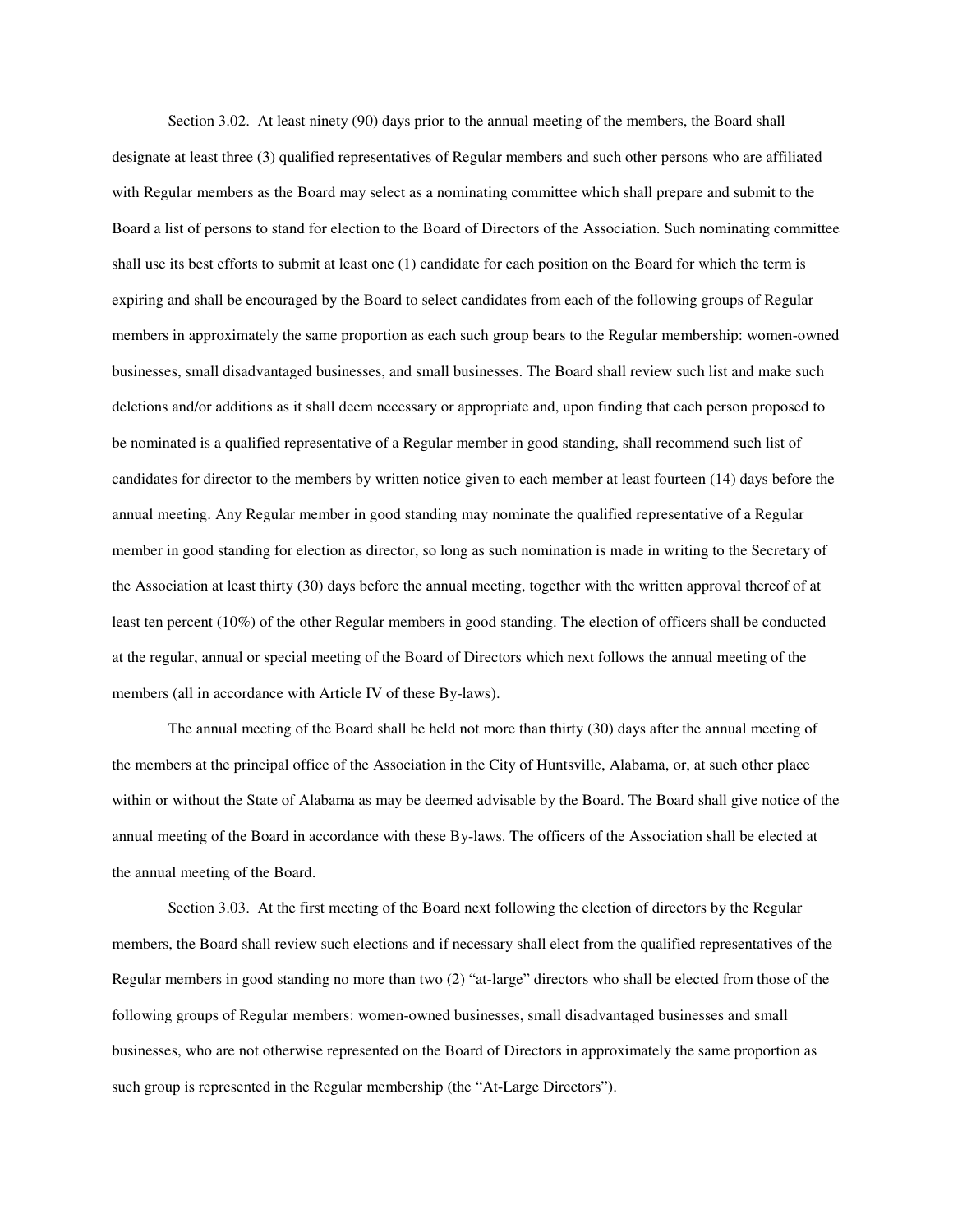Section 3.02. At least ninety (90) days prior to the annual meeting of the members, the Board shall designate at least three (3) qualified representatives of Regular members and such other persons who are affiliated with Regular members as the Board may select as a nominating committee which shall prepare and submit to the Board a list of persons to stand for election to the Board of Directors of the Association. Such nominating committee shall use its best efforts to submit at least one (1) candidate for each position on the Board for which the term is expiring and shall be encouraged by the Board to select candidates from each of the following groups of Regular members in approximately the same proportion as each such group bears to the Regular membership: women-owned businesses, small disadvantaged businesses, and small businesses. The Board shall review such list and make such deletions and/or additions as it shall deem necessary or appropriate and, upon finding that each person proposed to be nominated is a qualified representative of a Regular member in good standing, shall recommend such list of candidates for director to the members by written notice given to each member at least fourteen (14) days before the annual meeting. Any Regular member in good standing may nominate the qualified representative of a Regular member in good standing for election as director, so long as such nomination is made in writing to the Secretary of the Association at least thirty (30) days before the annual meeting, together with the written approval thereof of at least ten percent (10%) of the other Regular members in good standing. The election of officers shall be conducted at the regular, annual or special meeting of the Board of Directors which next follows the annual meeting of the members (all in accordance with Article IV of these By-laws).

The annual meeting of the Board shall be held not more than thirty (30) days after the annual meeting of the members at the principal office of the Association in the City of Huntsville, Alabama, or, at such other place within or without the State of Alabama as may be deemed advisable by the Board. The Board shall give notice of the annual meeting of the Board in accordance with these By-laws. The officers of the Association shall be elected at the annual meeting of the Board.

Section 3.03. At the first meeting of the Board next following the election of directors by the Regular members, the Board shall review such elections and if necessary shall elect from the qualified representatives of the Regular members in good standing no more than two (2) "at-large" directors who shall be elected from those of the following groups of Regular members: women-owned businesses, small disadvantaged businesses and small businesses, who are not otherwise represented on the Board of Directors in approximately the same proportion as such group is represented in the Regular membership (the "At-Large Directors").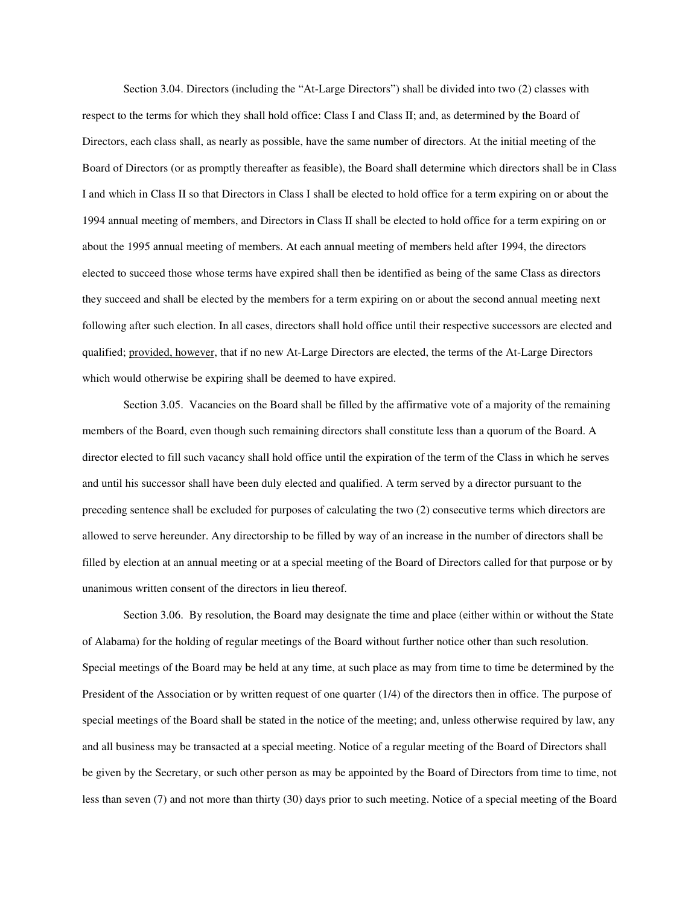Section 3.04. Directors (including the "At-Large Directors") shall be divided into two (2) classes with respect to the terms for which they shall hold office: Class I and Class II; and, as determined by the Board of Directors, each class shall, as nearly as possible, have the same number of directors. At the initial meeting of the Board of Directors (or as promptly thereafter as feasible), the Board shall determine which directors shall be in Class I and which in Class II so that Directors in Class I shall be elected to hold office for a term expiring on or about the 1994 annual meeting of members, and Directors in Class II shall be elected to hold office for a term expiring on or about the 1995 annual meeting of members. At each annual meeting of members held after 1994, the directors elected to succeed those whose terms have expired shall then be identified as being of the same Class as directors they succeed and shall be elected by the members for a term expiring on or about the second annual meeting next following after such election. In all cases, directors shall hold office until their respective successors are elected and qualified; provided, however, that if no new At-Large Directors are elected, the terms of the At-Large Directors which would otherwise be expiring shall be deemed to have expired.

Section 3.05. Vacancies on the Board shall be filled by the affirmative vote of a majority of the remaining members of the Board, even though such remaining directors shall constitute less than a quorum of the Board. A director elected to fill such vacancy shall hold office until the expiration of the term of the Class in which he serves and until his successor shall have been duly elected and qualified. A term served by a director pursuant to the preceding sentence shall be excluded for purposes of calculating the two (2) consecutive terms which directors are allowed to serve hereunder. Any directorship to be filled by way of an increase in the number of directors shall be filled by election at an annual meeting or at a special meeting of the Board of Directors called for that purpose or by unanimous written consent of the directors in lieu thereof.

Section 3.06. By resolution, the Board may designate the time and place (either within or without the State of Alabama) for the holding of regular meetings of the Board without further notice other than such resolution. Special meetings of the Board may be held at any time, at such place as may from time to time be determined by the President of the Association or by written request of one quarter (1/4) of the directors then in office. The purpose of special meetings of the Board shall be stated in the notice of the meeting; and, unless otherwise required by law, any and all business may be transacted at a special meeting. Notice of a regular meeting of the Board of Directors shall be given by the Secretary, or such other person as may be appointed by the Board of Directors from time to time, not less than seven (7) and not more than thirty (30) days prior to such meeting. Notice of a special meeting of the Board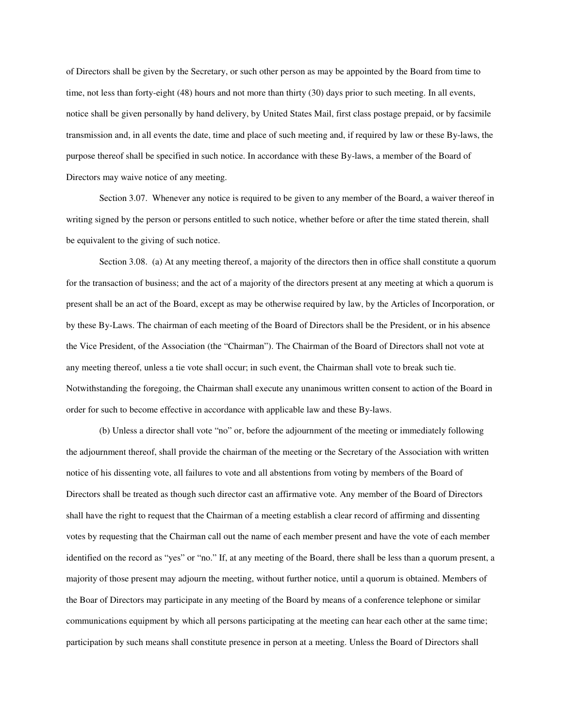of Directors shall be given by the Secretary, or such other person as may be appointed by the Board from time to time, not less than forty-eight (48) hours and not more than thirty (30) days prior to such meeting. In all events, notice shall be given personally by hand delivery, by United States Mail, first class postage prepaid, or by facsimile transmission and, in all events the date, time and place of such meeting and, if required by law or these By-laws, the purpose thereof shall be specified in such notice. In accordance with these By-laws, a member of the Board of Directors may waive notice of any meeting.

Section 3.07. Whenever any notice is required to be given to any member of the Board, a waiver thereof in writing signed by the person or persons entitled to such notice, whether before or after the time stated therein, shall be equivalent to the giving of such notice.

Section 3.08. (a) At any meeting thereof, a majority of the directors then in office shall constitute a quorum for the transaction of business; and the act of a majority of the directors present at any meeting at which a quorum is present shall be an act of the Board, except as may be otherwise required by law, by the Articles of Incorporation, or by these By-Laws. The chairman of each meeting of the Board of Directors shall be the President, or in his absence the Vice President, of the Association (the "Chairman"). The Chairman of the Board of Directors shall not vote at any meeting thereof, unless a tie vote shall occur; in such event, the Chairman shall vote to break such tie. Notwithstanding the foregoing, the Chairman shall execute any unanimous written consent to action of the Board in order for such to become effective in accordance with applicable law and these By-laws.

(b) Unless a director shall vote "no" or, before the adjournment of the meeting or immediately following the adjournment thereof, shall provide the chairman of the meeting or the Secretary of the Association with written notice of his dissenting vote, all failures to vote and all abstentions from voting by members of the Board of Directors shall be treated as though such director cast an affirmative vote. Any member of the Board of Directors shall have the right to request that the Chairman of a meeting establish a clear record of affirming and dissenting votes by requesting that the Chairman call out the name of each member present and have the vote of each member identified on the record as "yes" or "no." If, at any meeting of the Board, there shall be less than a quorum present, a majority of those present may adjourn the meeting, without further notice, until a quorum is obtained. Members of the Boar of Directors may participate in any meeting of the Board by means of a conference telephone or similar communications equipment by which all persons participating at the meeting can hear each other at the same time; participation by such means shall constitute presence in person at a meeting. Unless the Board of Directors shall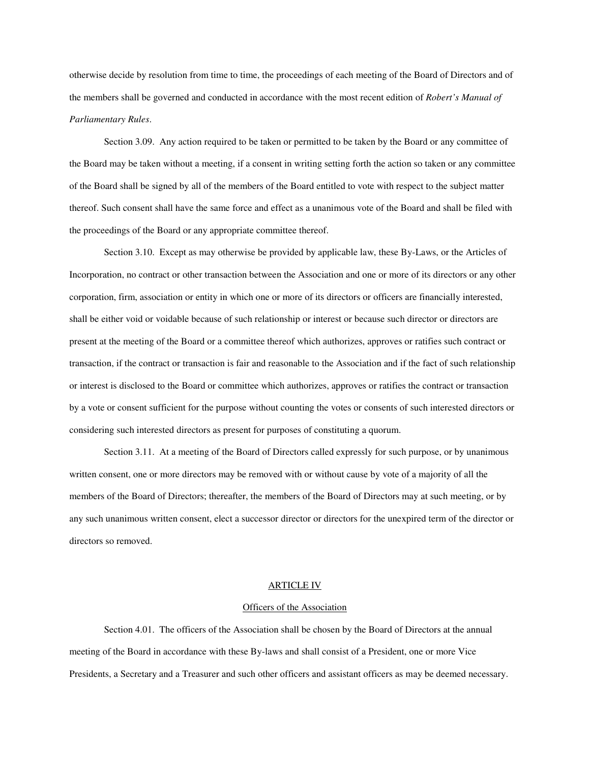otherwise decide by resolution from time to time, the proceedings of each meeting of the Board of Directors and of the members shall be governed and conducted in accordance with the most recent edition of *Robert's Manual of Parliamentary Rules*.

Section 3.09. Any action required to be taken or permitted to be taken by the Board or any committee of the Board may be taken without a meeting, if a consent in writing setting forth the action so taken or any committee of the Board shall be signed by all of the members of the Board entitled to vote with respect to the subject matter thereof. Such consent shall have the same force and effect as a unanimous vote of the Board and shall be filed with the proceedings of the Board or any appropriate committee thereof.

Section 3.10. Except as may otherwise be provided by applicable law, these By-Laws, or the Articles of Incorporation, no contract or other transaction between the Association and one or more of its directors or any other corporation, firm, association or entity in which one or more of its directors or officers are financially interested, shall be either void or voidable because of such relationship or interest or because such director or directors are present at the meeting of the Board or a committee thereof which authorizes, approves or ratifies such contract or transaction, if the contract or transaction is fair and reasonable to the Association and if the fact of such relationship or interest is disclosed to the Board or committee which authorizes, approves or ratifies the contract or transaction by a vote or consent sufficient for the purpose without counting the votes or consents of such interested directors or considering such interested directors as present for purposes of constituting a quorum.

Section 3.11. At a meeting of the Board of Directors called expressly for such purpose, or by unanimous written consent, one or more directors may be removed with or without cause by vote of a majority of all the members of the Board of Directors; thereafter, the members of the Board of Directors may at such meeting, or by any such unanimous written consent, elect a successor director or directors for the unexpired term of the director or directors so removed.

## ARTICLE IV

### Officers of the Association

Section 4.01. The officers of the Association shall be chosen by the Board of Directors at the annual meeting of the Board in accordance with these By-laws and shall consist of a President, one or more Vice Presidents, a Secretary and a Treasurer and such other officers and assistant officers as may be deemed necessary.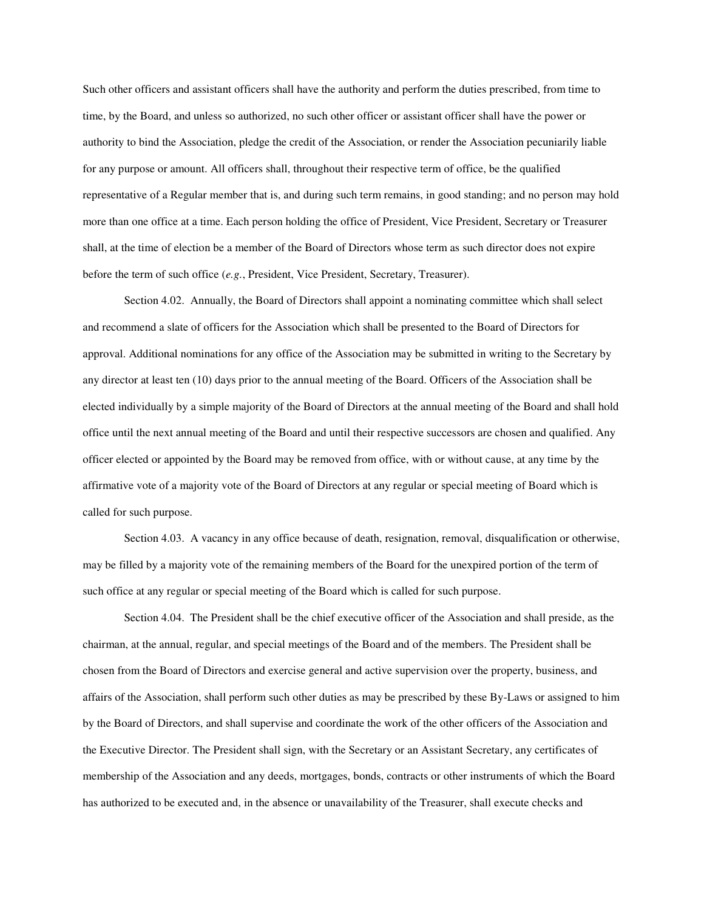Such other officers and assistant officers shall have the authority and perform the duties prescribed, from time to time, by the Board, and unless so authorized, no such other officer or assistant officer shall have the power or authority to bind the Association, pledge the credit of the Association, or render the Association pecuniarily liable for any purpose or amount. All officers shall, throughout their respective term of office, be the qualified representative of a Regular member that is, and during such term remains, in good standing; and no person may hold more than one office at a time. Each person holding the office of President, Vice President, Secretary or Treasurer shall, at the time of election be a member of the Board of Directors whose term as such director does not expire before the term of such office (*e.g.*, President, Vice President, Secretary, Treasurer).

Section 4.02. Annually, the Board of Directors shall appoint a nominating committee which shall select and recommend a slate of officers for the Association which shall be presented to the Board of Directors for approval. Additional nominations for any office of the Association may be submitted in writing to the Secretary by any director at least ten (10) days prior to the annual meeting of the Board. Officers of the Association shall be elected individually by a simple majority of the Board of Directors at the annual meeting of the Board and shall hold office until the next annual meeting of the Board and until their respective successors are chosen and qualified. Any officer elected or appointed by the Board may be removed from office, with or without cause, at any time by the affirmative vote of a majority vote of the Board of Directors at any regular or special meeting of Board which is called for such purpose.

Section 4.03. A vacancy in any office because of death, resignation, removal, disqualification or otherwise, may be filled by a majority vote of the remaining members of the Board for the unexpired portion of the term of such office at any regular or special meeting of the Board which is called for such purpose.

Section 4.04. The President shall be the chief executive officer of the Association and shall preside, as the chairman, at the annual, regular, and special meetings of the Board and of the members. The President shall be chosen from the Board of Directors and exercise general and active supervision over the property, business, and affairs of the Association, shall perform such other duties as may be prescribed by these By-Laws or assigned to him by the Board of Directors, and shall supervise and coordinate the work of the other officers of the Association and the Executive Director. The President shall sign, with the Secretary or an Assistant Secretary, any certificates of membership of the Association and any deeds, mortgages, bonds, contracts or other instruments of which the Board has authorized to be executed and, in the absence or unavailability of the Treasurer, shall execute checks and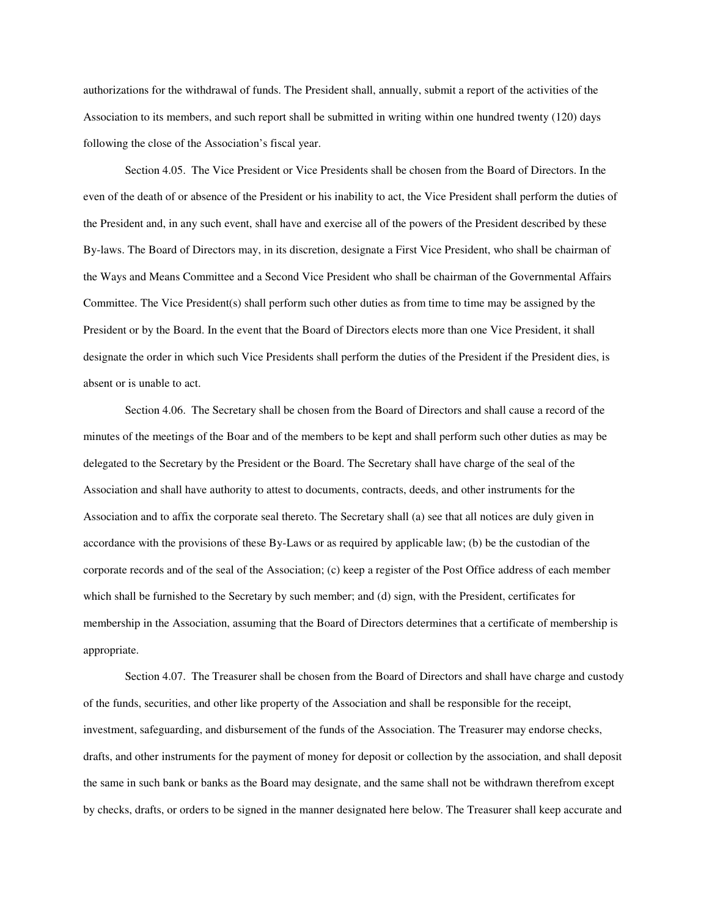authorizations for the withdrawal of funds. The President shall, annually, submit a report of the activities of the Association to its members, and such report shall be submitted in writing within one hundred twenty (120) days following the close of the Association's fiscal year.

Section 4.05. The Vice President or Vice Presidents shall be chosen from the Board of Directors. In the even of the death of or absence of the President or his inability to act, the Vice President shall perform the duties of the President and, in any such event, shall have and exercise all of the powers of the President described by these By-laws. The Board of Directors may, in its discretion, designate a First Vice President, who shall be chairman of the Ways and Means Committee and a Second Vice President who shall be chairman of the Governmental Affairs Committee. The Vice President(s) shall perform such other duties as from time to time may be assigned by the President or by the Board. In the event that the Board of Directors elects more than one Vice President, it shall designate the order in which such Vice Presidents shall perform the duties of the President if the President dies, is absent or is unable to act.

Section 4.06. The Secretary shall be chosen from the Board of Directors and shall cause a record of the minutes of the meetings of the Boar and of the members to be kept and shall perform such other duties as may be delegated to the Secretary by the President or the Board. The Secretary shall have charge of the seal of the Association and shall have authority to attest to documents, contracts, deeds, and other instruments for the Association and to affix the corporate seal thereto. The Secretary shall (a) see that all notices are duly given in accordance with the provisions of these By-Laws or as required by applicable law; (b) be the custodian of the corporate records and of the seal of the Association; (c) keep a register of the Post Office address of each member which shall be furnished to the Secretary by such member; and (d) sign, with the President, certificates for membership in the Association, assuming that the Board of Directors determines that a certificate of membership is appropriate.

Section 4.07. The Treasurer shall be chosen from the Board of Directors and shall have charge and custody of the funds, securities, and other like property of the Association and shall be responsible for the receipt, investment, safeguarding, and disbursement of the funds of the Association. The Treasurer may endorse checks, drafts, and other instruments for the payment of money for deposit or collection by the association, and shall deposit the same in such bank or banks as the Board may designate, and the same shall not be withdrawn therefrom except by checks, drafts, or orders to be signed in the manner designated here below. The Treasurer shall keep accurate and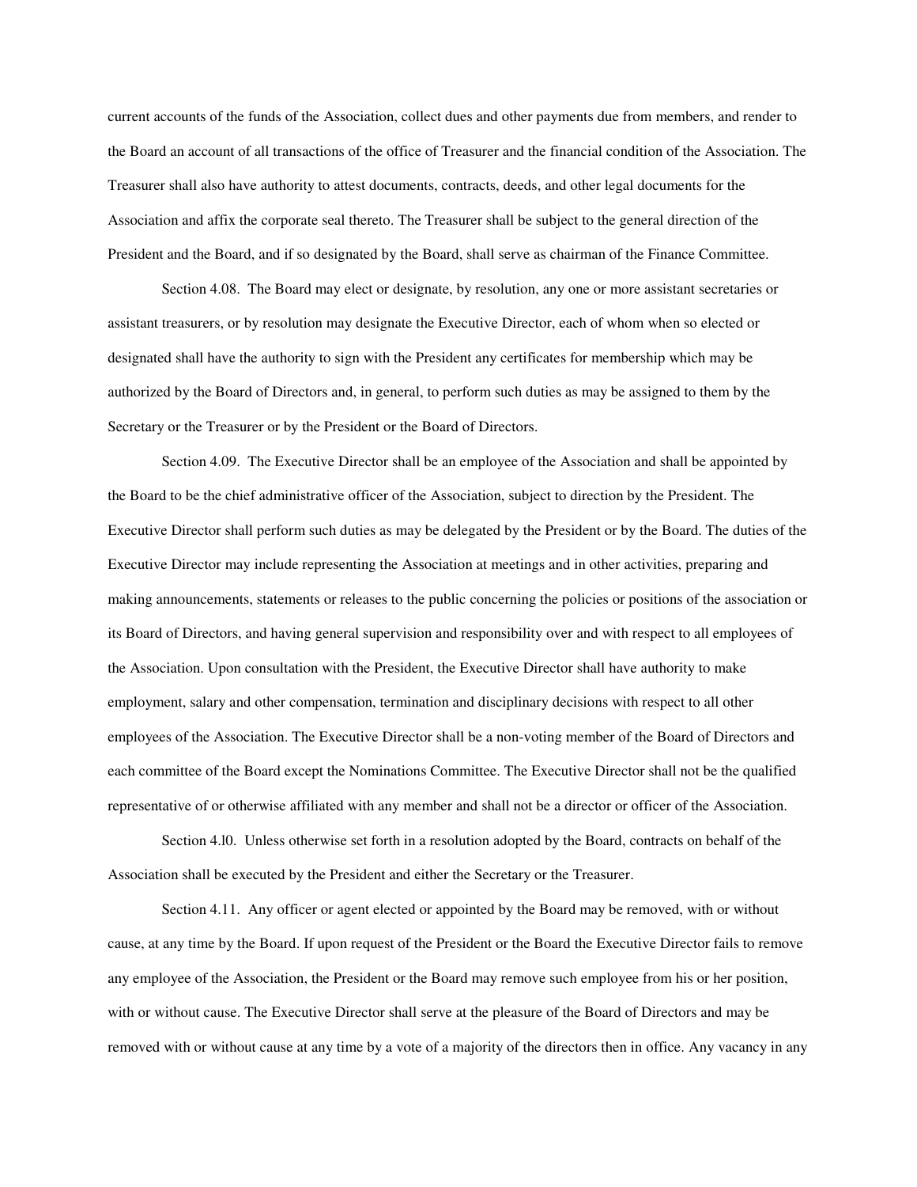current accounts of the funds of the Association, collect dues and other payments due from members, and render to the Board an account of all transactions of the office of Treasurer and the financial condition of the Association. The Treasurer shall also have authority to attest documents, contracts, deeds, and other legal documents for the Association and affix the corporate seal thereto. The Treasurer shall be subject to the general direction of the President and the Board, and if so designated by the Board, shall serve as chairman of the Finance Committee.

Section 4.08. The Board may elect or designate, by resolution, any one or more assistant secretaries or assistant treasurers, or by resolution may designate the Executive Director, each of whom when so elected or designated shall have the authority to sign with the President any certificates for membership which may be authorized by the Board of Directors and, in general, to perform such duties as may be assigned to them by the Secretary or the Treasurer or by the President or the Board of Directors.

Section 4.09. The Executive Director shall be an employee of the Association and shall be appointed by the Board to be the chief administrative officer of the Association, subject to direction by the President. The Executive Director shall perform such duties as may be delegated by the President or by the Board. The duties of the Executive Director may include representing the Association at meetings and in other activities, preparing and making announcements, statements or releases to the public concerning the policies or positions of the association or its Board of Directors, and having general supervision and responsibility over and with respect to all employees of the Association. Upon consultation with the President, the Executive Director shall have authority to make employment, salary and other compensation, termination and disciplinary decisions with respect to all other employees of the Association. The Executive Director shall be a non-voting member of the Board of Directors and each committee of the Board except the Nominations Committee. The Executive Director shall not be the qualified representative of or otherwise affiliated with any member and shall not be a director or officer of the Association.

Section 4.l0. Unless otherwise set forth in a resolution adopted by the Board, contracts on behalf of the Association shall be executed by the President and either the Secretary or the Treasurer.

Section 4.11. Any officer or agent elected or appointed by the Board may be removed, with or without cause, at any time by the Board. If upon request of the President or the Board the Executive Director fails to remove any employee of the Association, the President or the Board may remove such employee from his or her position, with or without cause. The Executive Director shall serve at the pleasure of the Board of Directors and may be removed with or without cause at any time by a vote of a majority of the directors then in office. Any vacancy in any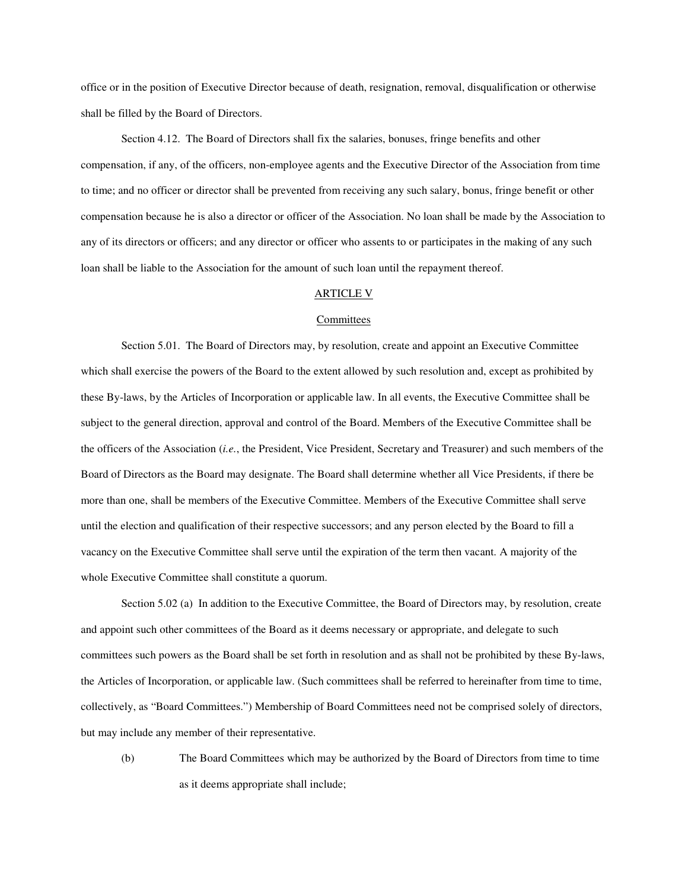office or in the position of Executive Director because of death, resignation, removal, disqualification or otherwise shall be filled by the Board of Directors.

Section 4.12. The Board of Directors shall fix the salaries, bonuses, fringe benefits and other compensation, if any, of the officers, non-employee agents and the Executive Director of the Association from time to time; and no officer or director shall be prevented from receiving any such salary, bonus, fringe benefit or other compensation because he is also a director or officer of the Association. No loan shall be made by the Association to any of its directors or officers; and any director or officer who assents to or participates in the making of any such loan shall be liable to the Association for the amount of such loan until the repayment thereof.

## ARTICLE V

## Committees

Section 5.01. The Board of Directors may, by resolution, create and appoint an Executive Committee which shall exercise the powers of the Board to the extent allowed by such resolution and, except as prohibited by these By-laws, by the Articles of Incorporation or applicable law. In all events, the Executive Committee shall be subject to the general direction, approval and control of the Board. Members of the Executive Committee shall be the officers of the Association (*i.e.*, the President, Vice President, Secretary and Treasurer) and such members of the Board of Directors as the Board may designate. The Board shall determine whether all Vice Presidents, if there be more than one, shall be members of the Executive Committee. Members of the Executive Committee shall serve until the election and qualification of their respective successors; and any person elected by the Board to fill a vacancy on the Executive Committee shall serve until the expiration of the term then vacant. A majority of the whole Executive Committee shall constitute a quorum.

Section 5.02 (a) In addition to the Executive Committee, the Board of Directors may, by resolution, create and appoint such other committees of the Board as it deems necessary or appropriate, and delegate to such committees such powers as the Board shall be set forth in resolution and as shall not be prohibited by these By-laws, the Articles of Incorporation, or applicable law. (Such committees shall be referred to hereinafter from time to time, collectively, as "Board Committees.") Membership of Board Committees need not be comprised solely of directors, but may include any member of their representative.

(b) The Board Committees which may be authorized by the Board of Directors from time to time as it deems appropriate shall include;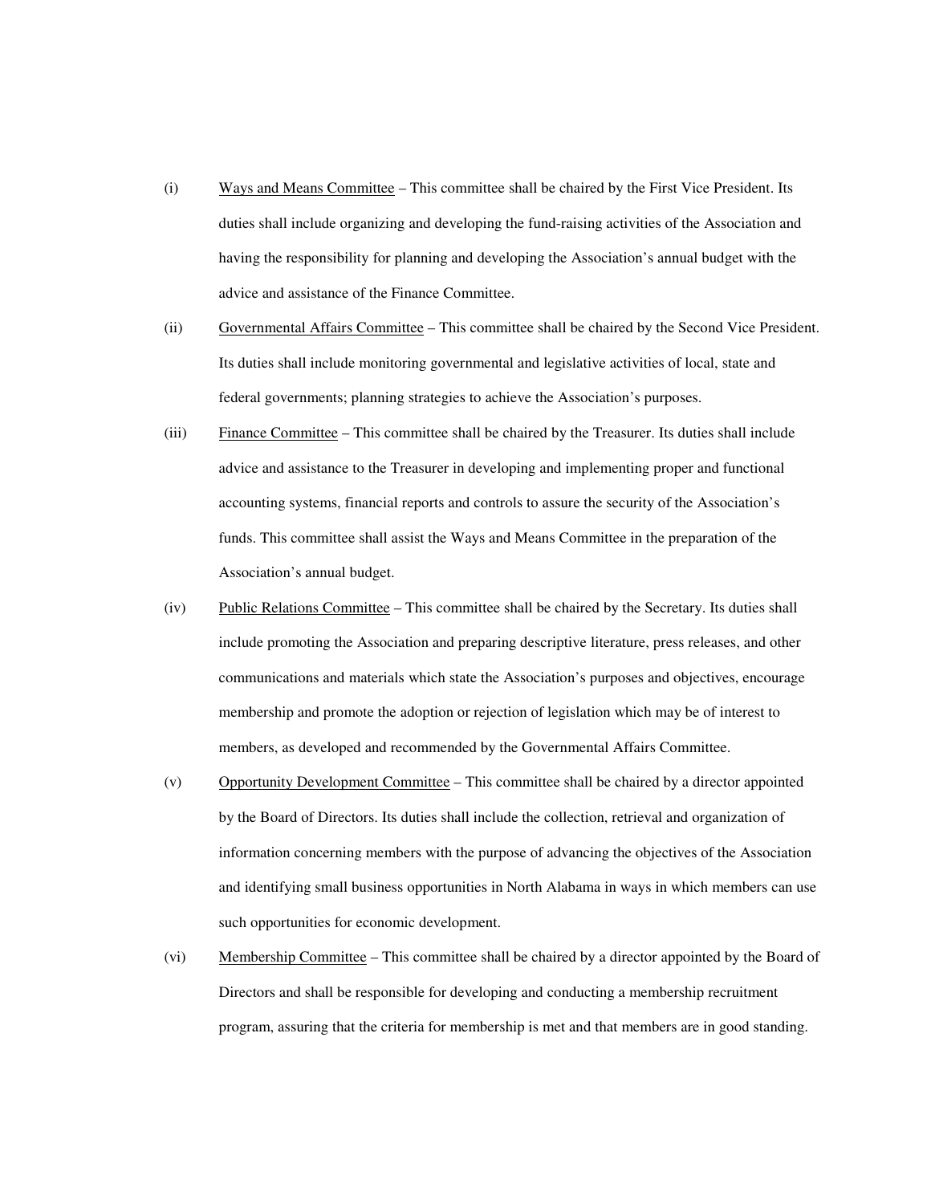(i) <u>Ways and Means Committee</u> – This committee shall be chaired by the First Vice President. Its duties shall include organizing and developing the fund-raising activities of the Association and having the responsibility for planning and developing the Association's annual budget with the advice and assistance of the Finance Committee.

(ii) <u>Governmental Affairs Committee</u> – This committee shall be chaired by the Second Vice President. Its duties shall include monitoring governmental and legislative activities of local, state and federal governments; planning strategies to achieve the Association's purposes.

(iii) <u>Finance Committee</u> – This committee shall be chaired by the Treasurer. Its duties shall include advice and assistance to the Treasurer in developing and implementing proper and functional accounting systems, financial reports and controls to assure the security of the Association's funds. This committee shall assist the Ways and Means Committee in the preparation of the Association's annual budget.

(iv) <u>Public Relations Committee</u> – This committee shall be chaired by the Secretary. Its duties shall include promoting the Association and preparing descriptive literature, press releases, and other communications and materials which state the Association's purposes and objectives, encourage membership and promote the adoption or rejection of legislation which may be of interest to members, as developed and recommended by the Governmental Affairs Committee.

(v) <u>Opportunity Development Committee</u> – This committee shall be chaired by a director appointed by the Board of Directors. Its duties shall include the collection, retrieval and organization of information concerning members with the purpose of advancing the objectives of the Association and identifying small business opportunities in North Alabama in ways in which members can use such opportunities for economic development.

(vi) <u>Membership Committee</u> – This committee shall be chaired by a director appointed by the Board of Directors and shall be responsible for developing and conducting a membership recruitment program, assuring that the criteria for membership is met and that members are in good standing.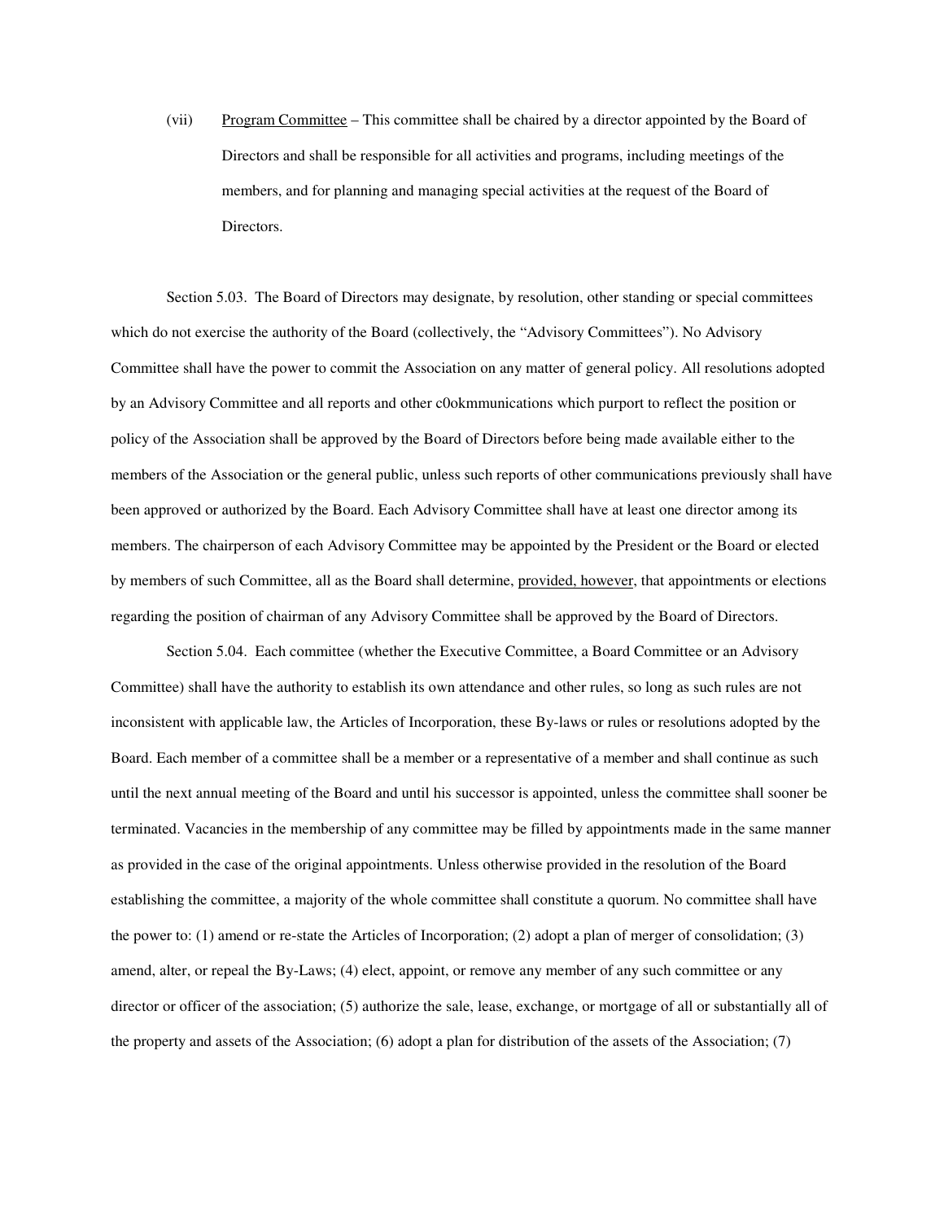(vii) Program Committee – This committee shall be chaired by a director appointed by the Board of Directors and shall be responsible for all activities and programs, including meetings of the members, and for planning and managing special activities at the request of the Board of Directors.

Section 5.03. The Board of Directors may designate, by resolution, other standing or special committees which do not exercise the authority of the Board (collectively, the "Advisory Committees"). No Advisory Committee shall have the power to commit the Association on any matter of general policy. All resolutions adopted by an Advisory Committee and all reports and other c0okmmunications which purport to reflect the position or policy of the Association shall be approved by the Board of Directors before being made available either to the members of the Association or the general public, unless such reports of other communications previously shall have been approved or authorized by the Board. Each Advisory Committee shall have at least one director among its members. The chairperson of each Advisory Committee may be appointed by the President or the Board or elected by members of such Committee, all as the Board shall determine, provided, however, that appointments or elections regarding the position of chairman of any Advisory Committee shall be approved by the Board of Directors.

Section 5.04. Each committee (whether the Executive Committee, a Board Committee or an Advisory Committee) shall have the authority to establish its own attendance and other rules, so long as such rules are not inconsistent with applicable law, the Articles of Incorporation, these By-laws or rules or resolutions adopted by the Board. Each member of a committee shall be a member or a representative of a member and shall continue as such until the next annual meeting of the Board and until his successor is appointed, unless the committee shall sooner be terminated. Vacancies in the membership of any committee may be filled by appointments made in the same manner as provided in the case of the original appointments. Unless otherwise provided in the resolution of the Board establishing the committee, a majority of the whole committee shall constitute a quorum. No committee shall have the power to: (1) amend or re-state the Articles of Incorporation; (2) adopt a plan of merger of consolidation; (3) amend, alter, or repeal the By-Laws; (4) elect, appoint, or remove any member of any such committee or any director or officer of the association; (5) authorize the sale, lease, exchange, or mortgage of all or substantially all of the property and assets of the Association; (6) adopt a plan for distribution of the assets of the Association; (7)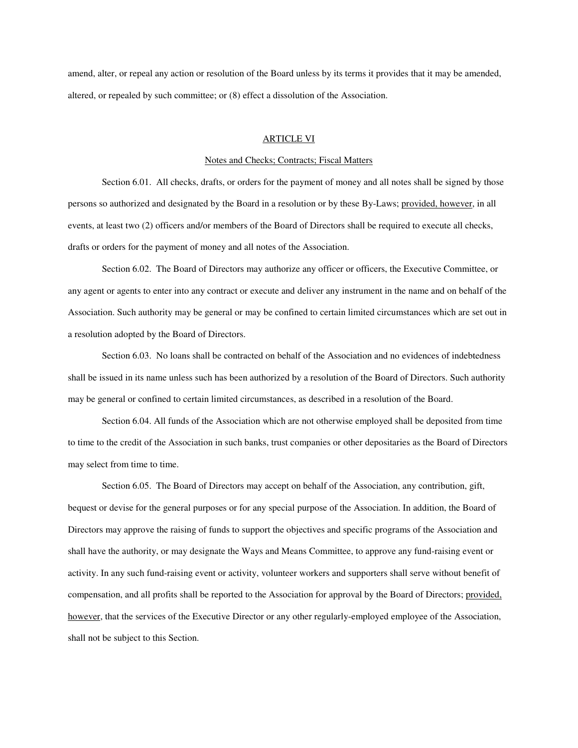amend, alter, or repeal any action or resolution of the Board unless by its terms it provides that it may be amended, altered, or repealed by such committee; or (8) effect a dissolution of the Association.

## ARTICLE VI

### Notes and Checks; Contracts; Fiscal Matters

Section 6.01. All checks, drafts, or orders for the payment of money and all notes shall be signed by those persons so authorized and designated by the Board in a resolution or by these By-Laws; provided, however, in all events, at least two (2) officers and/or members of the Board of Directors shall be required to execute all checks, drafts or orders for the payment of money and all notes of the Association.

Section 6.02. The Board of Directors may authorize any officer or officers, the Executive Committee, or any agent or agents to enter into any contract or execute and deliver any instrument in the name and on behalf of the Association. Such authority may be general or may be confined to certain limited circumstances which are set out in a resolution adopted by the Board of Directors.

Section 6.03. No loans shall be contracted on behalf of the Association and no evidences of indebtedness shall be issued in its name unless such has been authorized by a resolution of the Board of Directors. Such authority may be general or confined to certain limited circumstances, as described in a resolution of the Board.

Section 6.04. All funds of the Association which are not otherwise employed shall be deposited from time to time to the credit of the Association in such banks, trust companies or other depositaries as the Board of Directors may select from time to time.

Section 6.05. The Board of Directors may accept on behalf of the Association, any contribution, gift, bequest or devise for the general purposes or for any special purpose of the Association. In addition, the Board of Directors may approve the raising of funds to support the objectives and specific programs of the Association and shall have the authority, or may designate the Ways and Means Committee, to approve any fund-raising event or activity. In any such fund-raising event or activity, volunteer workers and supporters shall serve without benefit of compensation, and all profits shall be reported to the Association for approval by the Board of Directors; provided, however, that the services of the Executive Director or any other regularly-employed employee of the Association, shall not be subject to this Section.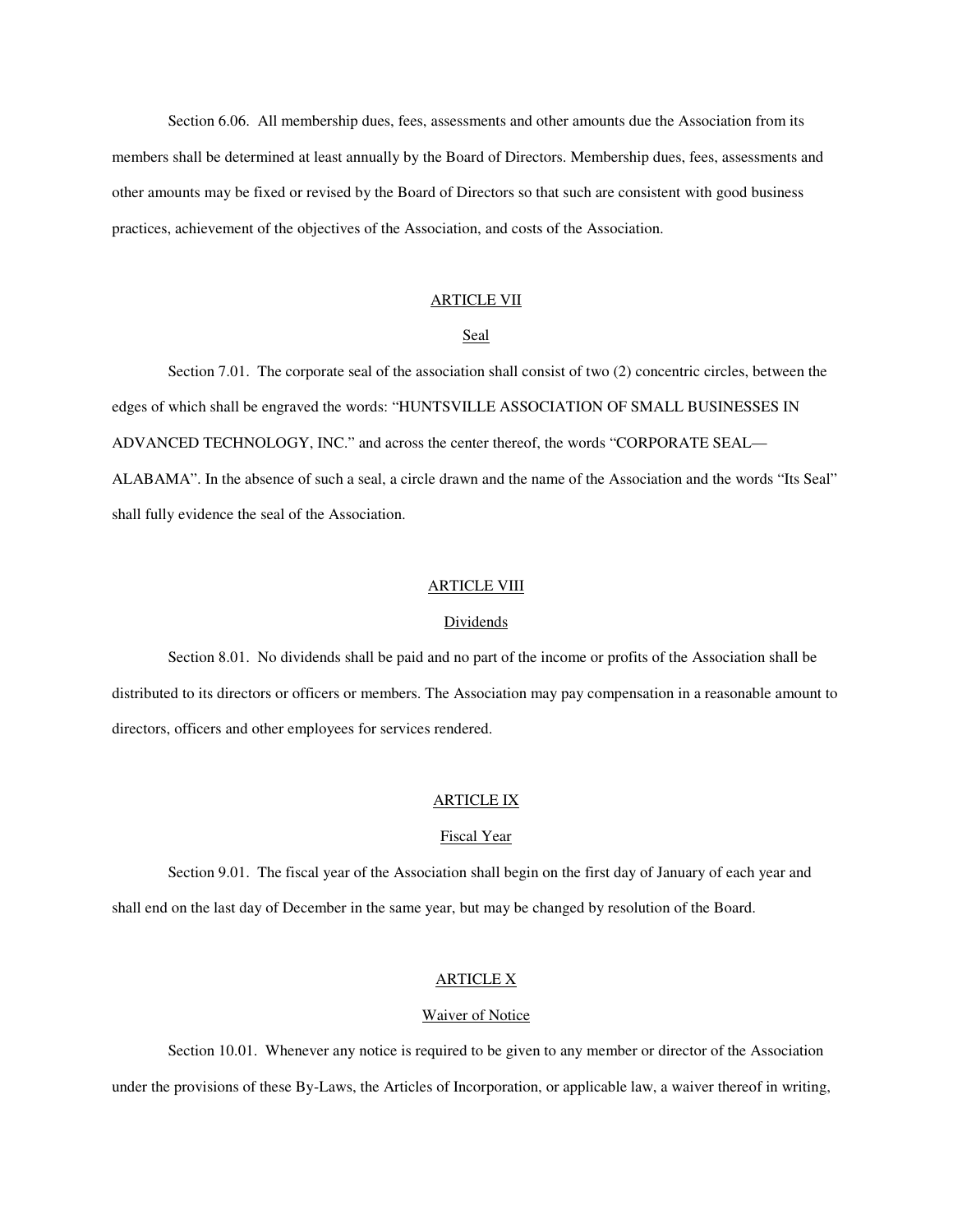Section 6.06. All membership dues, fees, assessments and other amounts due the Association from its members shall be determined at least annually by the Board of Directors. Membership dues, fees, assessments and other amounts may be fixed or revised by the Board of Directors so that such are consistent with good business practices, achievement of the objectives of the Association, and costs of the Association.

## ARTICLE VII

### Seal

Section 7.01. The corporate seal of the association shall consist of two (2) concentric circles, between the edges of which shall be engraved the words: "HUNTSVILLE ASSOCIATION OF SMALL BUSINESSES IN ADVANCED TECHNOLOGY, INC." and across the center thereof, the words "CORPORATE SEAL—ALABAMA". In the absence of such a seal, a circle drawn and the name of the Association and the words "Its Seal" shall fully evidence the seal of the Association.

## ARTICLE VIII

### Dividends

Section 8.01. No dividends shall be paid and no part of the income or profits of the Association shall be distributed to its directors or officers or members. The Association may pay compensation in a reasonable amount to directors, officers and other employees for services rendered.

## ARTICLE IX

### Fiscal Year

Section 9.01. The fiscal year of the Association shall begin on the first day of January of each year and shall end on the last day of December in the same year, but may be changed by resolution of the Board.

## ARTICLE X

### Waiver of Notice

Section 10.01. Whenever any notice is required to be given to any member or director of the Association under the provisions of these By-Laws, the Articles of Incorporation, or applicable law, a waiver thereof in writing,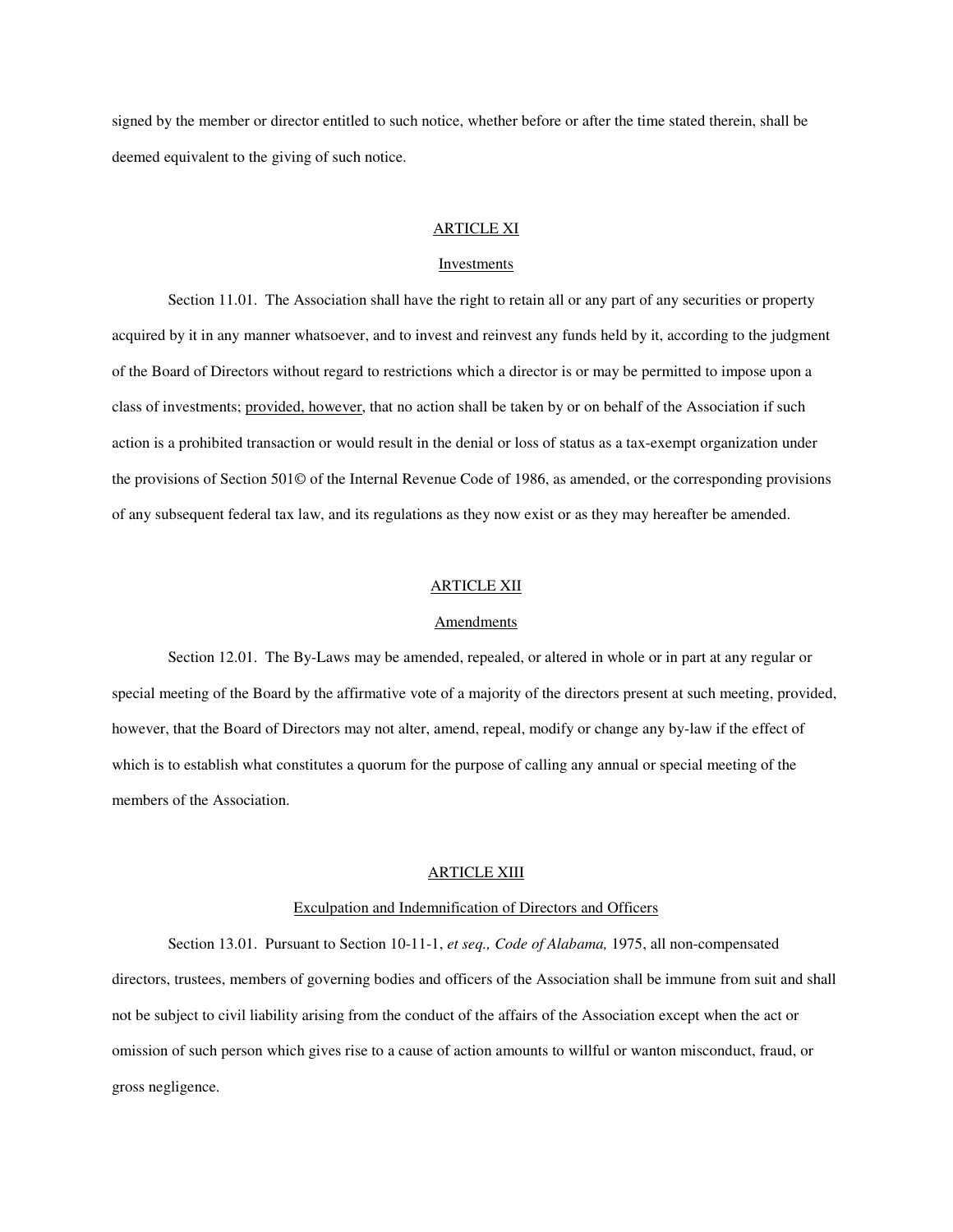signed by the member or director entitled to such notice, whether before or after the time stated therein, shall be deemed equivalent to the giving of such notice.

## ARTICLE XI

### Investments

Section 11.01. The Association shall have the right to retain all or any part of any securities or property acquired by it in any manner whatsoever, and to invest and reinvest any funds held by it, according to the judgment of the Board of Directors without regard to restrictions which a director is or may be permitted to impose upon a class of investments; provided, however, that no action shall be taken by or on behalf of the Association if such action is a prohibited transaction or would result in the denial or loss of status as a tax-exempt organization under the provisions of Section 501© of the Internal Revenue Code of 1986, as amended, or the corresponding provisions of any subsequent federal tax law, and its regulations as they now exist or as they may hereafter be amended.

## ARTICLE XII

### Amendments

Section 12.01. The By-Laws may be amended, repealed, or altered in whole or in part at any regular or special meeting of the Board by the affirmative vote of a majority of the directors present at such meeting, provided, however, that the Board of Directors may not alter, amend, repeal, modify or change any by-law if the effect of which is to establish what constitutes a quorum for the purpose of calling any annual or special meeting of the members of the Association.

## ARTICLE XIII

### Exculpation and Indemnification of Directors and Officers

Section 13.01. Pursuant to Section 10-11-1, *et seq., Code of Alabama,* 1975, all non-compensated directors, trustees, members of governing bodies and officers of the Association shall be immune from suit and shall not be subject to civil liability arising from the conduct of the affairs of the Association except when the act or omission of such person which gives rise to a cause of action amounts to willful or wanton misconduct, fraud, or gross negligence.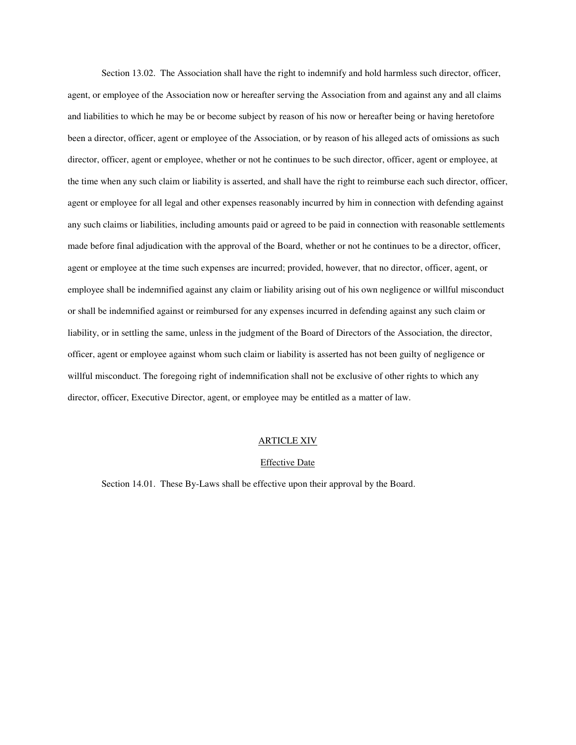Section 13.02. The Association shall have the right to indemnify and hold harmless such director, officer, agent, or employee of the Association now or hereafter serving the Association from and against any and all claims and liabilities to which he may be or become subject by reason of his now or hereafter being or having heretofore been a director, officer, agent or employee of the Association, or by reason of his alleged acts of omissions as such director, officer, agent or employee, whether or not he continues to be such director, officer, agent or employee, at the time when any such claim or liability is asserted, and shall have the right to reimburse each such director, officer, agent or employee for all legal and other expenses reasonably incurred by him in connection with defending against any such claims or liabilities, including amounts paid or agreed to be paid in connection with reasonable settlements made before final adjudication with the approval of the Board, whether or not he continues to be a director, officer, agent or employee at the time such expenses are incurred; provided, however, that no director, officer, agent, or employee shall be indemnified against any claim or liability arising out of his own negligence or willful misconduct or shall be indemnified against or reimbursed for any expenses incurred in defending against any such claim or liability, or in settling the same, unless in the judgment of the Board of Directors of the Association, the director, officer, agent or employee against whom such claim or liability is asserted has not been guilty of negligence or willful misconduct. The foregoing right of indemnification shall not be exclusive of other rights to which any director, officer, Executive Director, agent, or employee may be entitled as a matter of law.

## ARTICLE XIV

### Effective Date

Section 14.01. These By-Laws shall be effective upon their approval by the Board.